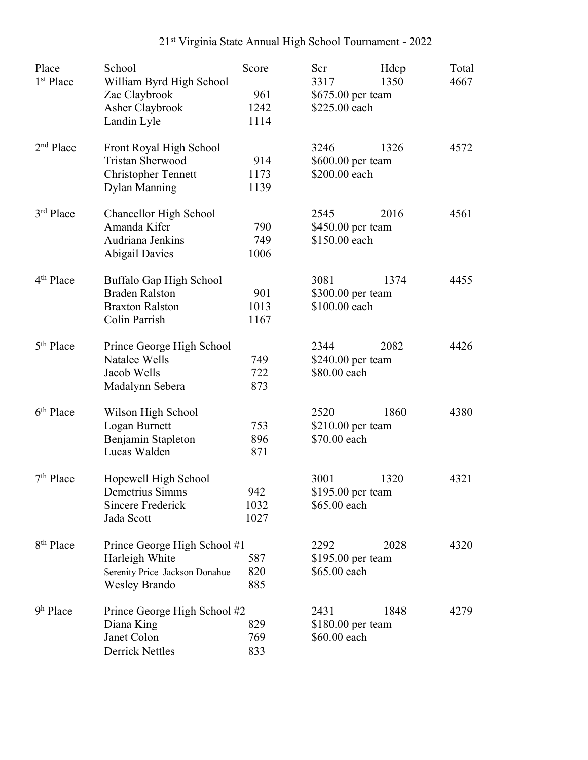# 21st Virginia State Annual High School Tournament - 2022

| Place | School | Score | Scr | Hdcp | Total |
|---|---|---|---|---|---|
| 1st Place | William Byrd High School | | 3317 | 1350 | 4667 |
| | Zac Claybrook | 961 | $675.00 per team | | |
| | Asher Claybrook | 1242 | $225.00 each | | |
| | Landin Lyle | 1114 | | | |
| 2nd Place | Front Royal High School | | 3246 | 1326 | 4572 |
| | Tristan Sherwood | 914 | $600.00 per team | | |
| | Christopher Tennett | 1173 | $200.00 each | | |
| | Dylan Manning | 1139 | | | |
| 3rd Place | Chancellor High School | | 2545 | 2016 | 4561 |
| | Amanda Kifer | 790 | $450.00 per team | | |
| | Audriana Jenkins | 749 | $150.00 each | | |
| | Abigail Davies | 1006 | | | |
| 4th Place | Buffalo Gap High School | | 3081 | 1374 | 4455 |
| | Braden Ralston | 901 | $300.00 per team | | |
| | Braxton Ralston | 1013 | $100.00 each | | |
| | Colin Parrish | 1167 | | | |
| 5th Place | Prince George High School | | 2344 | 2082 | 4426 |
| | Natalee Wells | 749 | $240.00 per team | | |
| | Jacob Wells | 722 | $80.00 each | | |
| | Madalynn Sebera | 873 | | | |
| 6th Place | Wilson High School | | 2520 | 1860 | 4380 |
| | Logan Burnett | 753 | $210.00 per team | | |
| | Benjamin Stapleton | 896 | $70.00 each | | |
| | Lucas Walden | 871 | | | |
| 7th Place | Hopewell High School | | 3001 | 1320 | 4321 |
| | Demetrius Simms | 942 | $195.00 per team | | |
| | Sincere Frederick | 1032 | $65.00 each | | |
| | Jada Scott | 1027 | | | |
| 8th Place | Prince George High School #1 | | 2292 | 2028 | 4320 |
| | Harleigh White | 587 | $195.00 per team | | |
| | Serenity Price–Jackson Donahue | 820 | $65.00 each | | |
| | Wesley Brando | 885 | | | |
| 9h Place | Prince George High School #2 | | 2431 | 1848 | 4279 |
| | Diana King | 829 | $180.00 per team | | |
| | Janet Colon | 769 | $60.00 each | | |
| | Derrick Nettles | 833 | | | |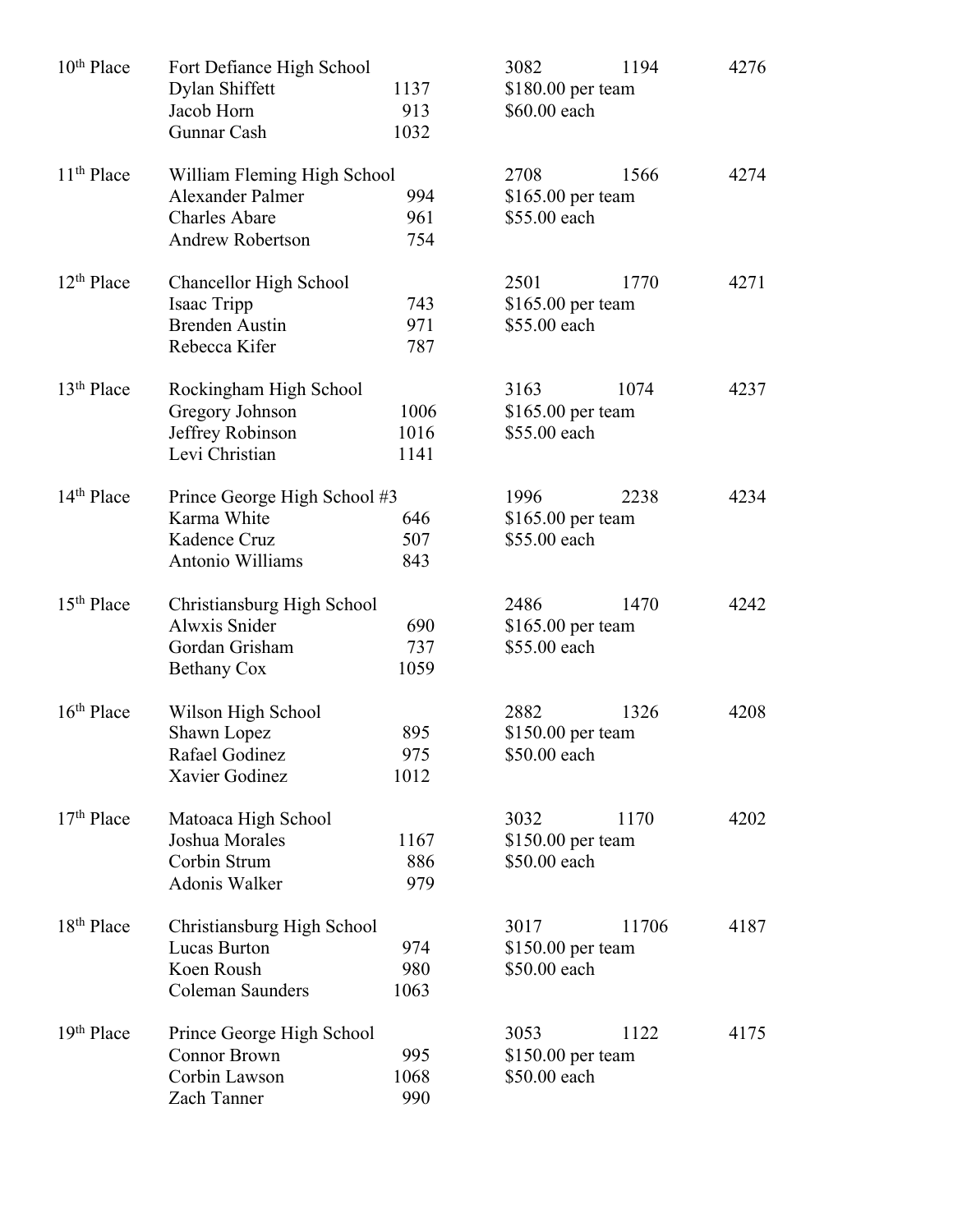| Place | School / Team Members | Score | Scores | | Total |
|---|---|---|---|---|---|
| 10th Place | Fort Defiance High School | | 3082 | 1194 | 4276 |
| | Dylan Shiffett | 1137 | $180.00 per team | | |
| | Jacob Horn | 913 | $60.00 each | | |
| | Gunnar Cash | 1032 | | | |
| 11th Place | William Fleming High School | | 2708 | 1566 | 4274 |
| | Alexander Palmer | 994 | $165.00 per team | | |
| | Charles Abare | 961 | $55.00 each | | |
| | Andrew Robertson | 754 | | | |
| 12th Place | Chancellor High School | | 2501 | 1770 | 4271 |
| | Isaac Tripp | 743 | $165.00 per team | | |
| | Brenden Austin | 971 | $55.00 each | | |
| | Rebecca Kifer | 787 | | | |
| 13th Place | Rockingham High School | | 3163 | 1074 | 4237 |
| | Gregory Johnson | 1006 | $165.00 per team | | |
| | Jeffrey Robinson | 1016 | $55.00 each | | |
| | Levi Christian | 1141 | | | |
| 14th Place | Prince George High School #3 | | 1996 | 2238 | 4234 |
| | Karma White | 646 | $165.00 per team | | |
| | Kadence Cruz | 507 | $55.00 each | | |
| | Antonio Williams | 843 | | | |
| 15th Place | Christiansburg High School | | 2486 | 1470 | 4242 |
| | Alwxis Snider | 690 | $165.00 per team | | |
| | Gordan Grisham | 737 | $55.00 each | | |
| | Bethany Cox | 1059 | | | |
| 16th Place | Wilson High School | | 2882 | 1326 | 4208 |
| | Shawn Lopez | 895 | $150.00 per team | | |
| | Rafael Godinez | 975 | $50.00 each | | |
| | Xavier Godinez | 1012 | | | |
| 17th Place | Matoaca High School | | 3032 | 1170 | 4202 |
| | Joshua Morales | 1167 | $150.00 per team | | |
| | Corbin Strum | 886 | $50.00 each | | |
| | Adonis Walker | 979 | | | |
| 18th Place | Christiansburg High School | | 3017 | 11706 | 4187 |
| | Lucas Burton | 974 | $150.00 per team | | |
| | Koen Roush | 980 | $50.00 each | | |
| | Coleman Saunders | 1063 | | | |
| 19th Place | Prince George High School | | 3053 | 1122 | 4175 |
| | Connor Brown | 995 | $150.00 per team | | |
| | Corbin Lawson | 1068 | $50.00 each | | |
| | Zach Tanner | 990 | | | |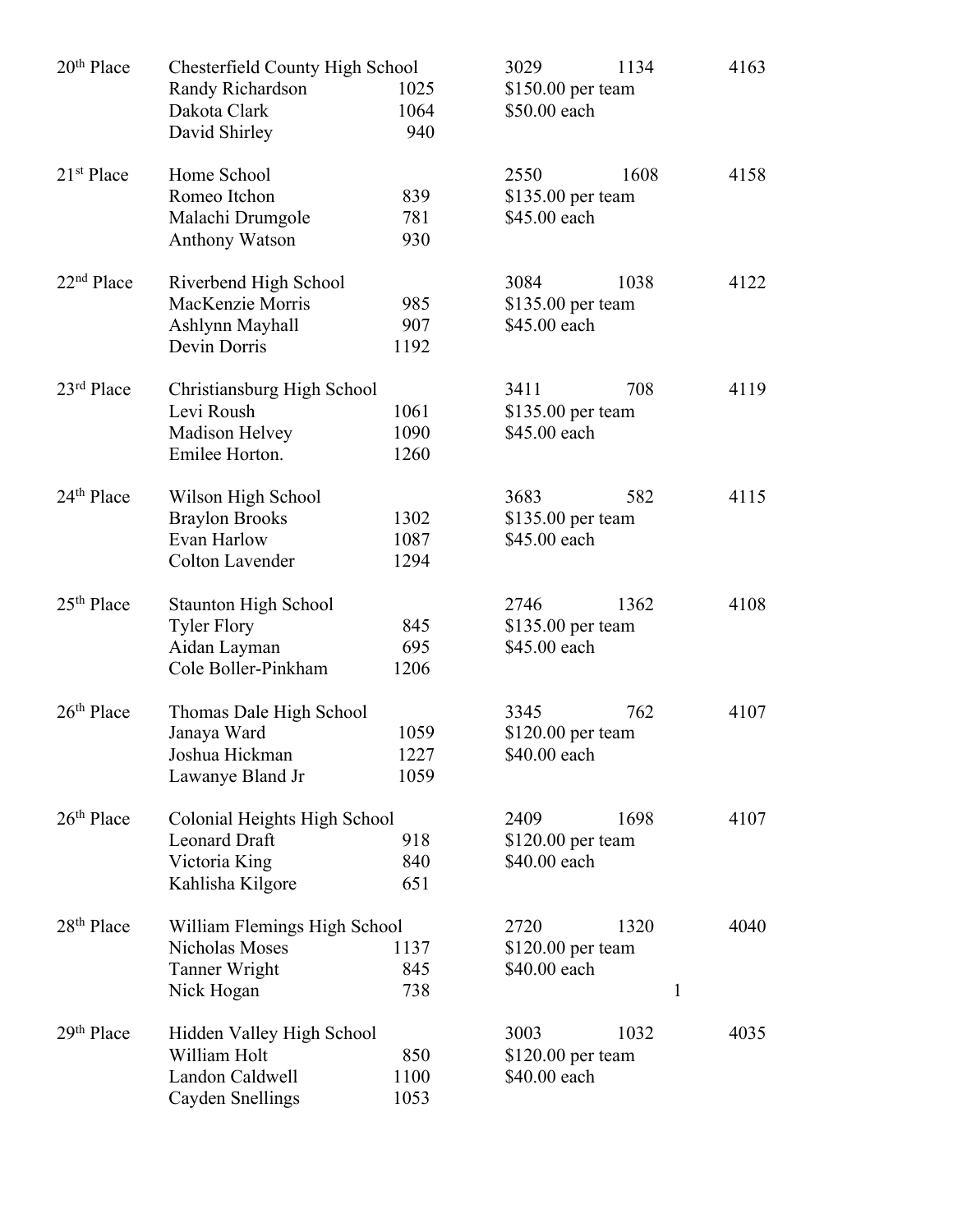| Place | School / Team Member | Score | Score | | Total |
|---|---|---|---|---|---|
| 20th Place | Chesterfield County High School | | 3029 | 1134 | 4163 |
| | Randy Richardson | 1025 | $150.00 per team | | |
| | Dakota Clark | 1064 | $50.00 each | | |
| | David Shirley | 940 | | | |
| 21st Place | Home School | | 2550 | 1608 | 4158 |
| | Romeo Itchon | 839 | $135.00 per team | | |
| | Malachi Drumgole | 781 | $45.00 each | | |
| | Anthony Watson | 930 | | | |
| 22nd Place | Riverbend High School | | 3084 | 1038 | 4122 |
| | MacKenzie Morris | 985 | $135.00 per team | | |
| | Ashlynn Mayhall | 907 | $45.00 each | | |
| | Devin Dorris | 1192 | | | |
| 23rd Place | Christiansburg High School | | 3411 | 708 | 4119 |
| | Levi Roush | 1061 | $135.00 per team | | |
| | Madison Helvey | 1090 | $45.00 each | | |
| | Emilee Horton. | 1260 | | | |
| 24th Place | Wilson High School | | 3683 | 582 | 4115 |
| | Braylon Brooks | 1302 | $135.00 per team | | |
| | Evan Harlow | 1087 | $45.00 each | | |
| | Colton Lavender | 1294 | | | |
| 25th Place | Staunton High School | | 2746 | 1362 | 4108 |
| | Tyler Flory | 845 | $135.00 per team | | |
| | Aidan Layman | 695 | $45.00 each | | |
| | Cole Boller-Pinkham | 1206 | | | |
| 26th Place | Thomas Dale High School | | 3345 | 762 | 4107 |
| | Janaya Ward | 1059 | $120.00 per team | | |
| | Joshua Hickman | 1227 | $40.00 each | | |
| | Lawanye Bland Jr | 1059 | | | |
| 26th Place | Colonial Heights High School | | 2409 | 1698 | 4107 |
| | Leonard Draft | 918 | $120.00 per team | | |
| | Victoria King | 840 | $40.00 each | | |
| | Kahlisha Kilgore | 651 | | | |
| 28th Place | William Flemings High School | | 2720 | 1320 | 4040 |
| | Nicholas Moses | 1137 | $120.00 per team | | |
| | Tanner Wright | 845 | $40.00 each | | |
| | Nick Hogan | 738 | | | |
| 29th Place | Hidden Valley High School | | 3003 | 1032 | 4035 |
| | William Holt | 850 | $120.00 per team | | |
| | Landon Caldwell | 1100 | $40.00 each | | |
| | Cayden Snellings | 1053 | | | |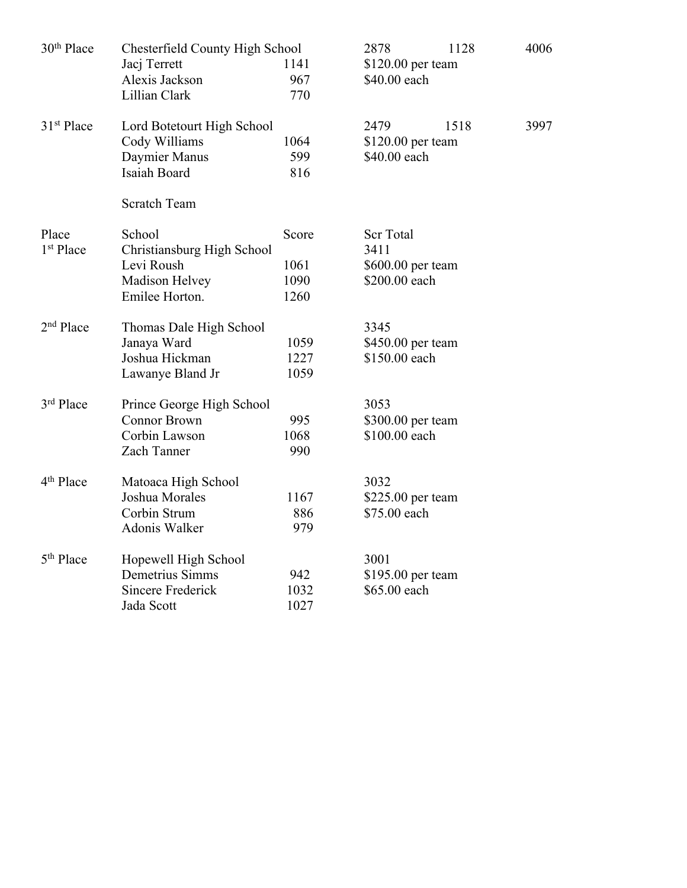| | | | | | |
|---|---|---|---|---|---|
| 30th Place | Chesterfield County High School | | 2878 | 1128 | 4006 |
| | Jacj Terrett | 1141 | $120.00 per team | | |
| | Alexis Jackson | 967 | $40.00 each | | |
| | Lillian Clark | 770 | | | |
| 31st Place | Lord Botetourt High School | | 2479 | 1518 | 3997 |
| | Cody Williams | 1064 | $120.00 per team | | |
| | Daymier Manus | 599 | $40.00 each | | |
| | Isaiah Board | 816 | | | |

Scratch Team

| Place | School | Score | Scr Total |
|---|---|---|---|
| 1st Place | Christiansburg High School | | 3411 |
| | Levi Roush | 1061 | $600.00 per team |
| | Madison Helvey | 1090 | $200.00 each |
| | Emilee Horton. | 1260 | |
| 2nd Place | Thomas Dale High School | | 3345 |
| | Janaya Ward | 1059 | $450.00 per team |
| | Joshua Hickman | 1227 | $150.00 each |
| | Lawanye Bland Jr | 1059 | |
| 3rd Place | Prince George High School | | 3053 |
| | Connor Brown | 995 | $300.00 per team |
| | Corbin Lawson | 1068 | $100.00 each |
| | Zach Tanner | 990 | |
| 4th Place | Matoaca High School | | 3032 |
| | Joshua Morales | 1167 | $225.00 per team |
| | Corbin Strum | 886 | $75.00 each |
| | Adonis Walker | 979 | |
| 5th Place | Hopewell High School | | 3001 |
| | Demetrius Simms | 942 | $195.00 per team |
| | Sincere Frederick | 1032 | $65.00 each |
| | Jada Scott | 1027 | |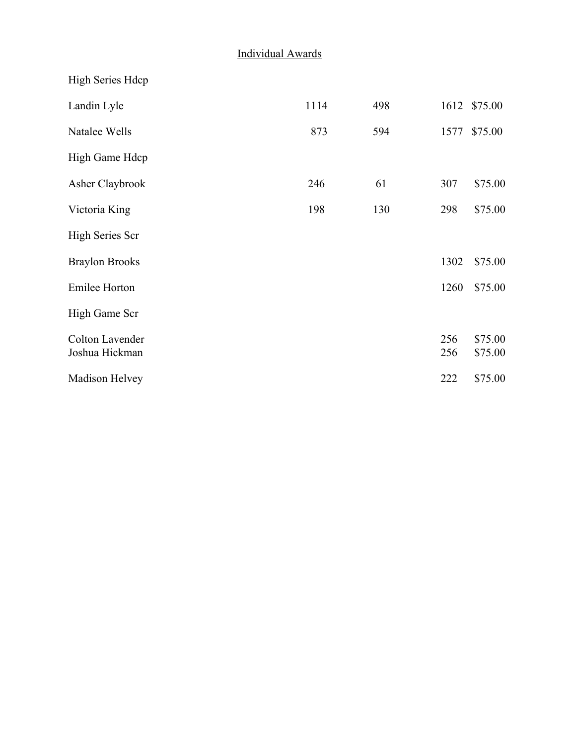Individual Awards

| | | | | |
|---|---|---|---|---|
| High Series Hdcp | | | | |
| Landin Lyle | 1114 | 498 | 1612 | $75.00 |
| Natalee Wells | 873 | 594 | 1577 | $75.00 |
| High Game Hdcp | | | | |
| Asher Claybrook | 246 | 61 | 307 | $75.00 |
| Victoria King | 198 | 130 | 298 | $75.00 |
| High Series Scr | | | | |
| Braylon Brooks | | | 1302 | $75.00 |
| Emilee Horton | | | 1260 | $75.00 |
| High Game Scr | | | | |
| Colton Lavender | | | 256 | $75.00 |
| Joshua Hickman | | | 256 | $75.00 |
| Madison Helvey | | | 222 | $75.00 |